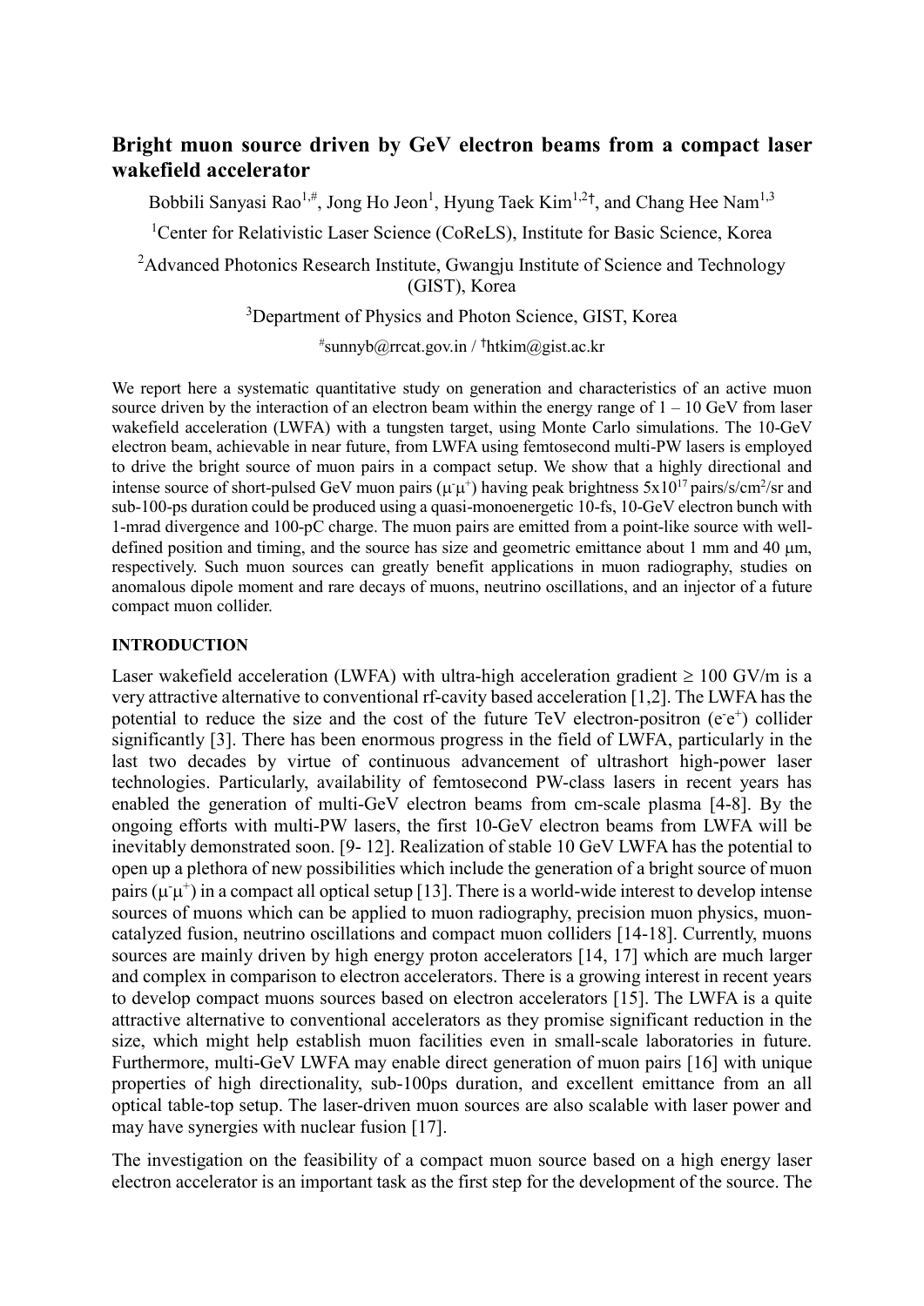# Bright muon source driven by GeV electron beams from a compact laser wakefield accelerator

Bobbili Sanyasi Rao[1,#], Jong Ho Jeon[1], Hyung Taek Kim[1,2†], and Chang Hee Nam[1,3]

[1]Center for Relativistic Laser Science (CoReLS), Institute for Basic Science, Korea

[2]Advanced Photonics Research Institute, Gwangju Institute of Science and Technology (GIST), Korea

[3]Department of Physics and Photon Science, GIST, Korea

[#]sunnyb@rrcat.gov.in / [†]htkim@gist.ac.kr

We report here a systematic quantitative study on generation and characteristics of an active muon source driven by the interaction of an electron beam within the energy range of 1 – 10 GeV from laser wakefield acceleration (LWFA) with a tungsten target, using Monte Carlo simulations. The 10-GeV electron beam, achievable in near future, from LWFA using femtosecond multi-PW lasers is employed to drive the bright source of muon pairs in a compact setup. We show that a highly directional and intense source of short-pulsed GeV muon pairs ($\mu^-\mu^+$) having peak brightness $5\text{x}10^{17}$ pairs/s/cm$^2$/sr and sub-100-ps duration could be produced using a quasi-monoenergetic 10-fs, 10-GeV electron bunch with 1-mrad divergence and 100-pC charge. The muon pairs are emitted from a point-like source with well-defined position and timing, and the source has size and geometric emittance about 1 mm and 40 μm, respectively. Such muon sources can greatly benefit applications in muon radiography, studies on anomalous dipole moment and rare decays of muons, neutrino oscillations, and an injector of a future compact muon collider.

## INTRODUCTION

Laser wakefield acceleration (LWFA) with ultra-high acceleration gradient ≥ 100 GV/m is a very attractive alternative to conventional rf-cavity based acceleration [1,2]. The LWFA has the potential to reduce the size and the cost of the future TeV electron-positron ($e^-e^+$) collider significantly [3]. There has been enormous progress in the field of LWFA, particularly in the last two decades by virtue of continuous advancement of ultrashort high-power laser technologies. Particularly, availability of femtosecond PW-class lasers in recent years has enabled the generation of multi-GeV electron beams from cm-scale plasma [4-8]. By the ongoing efforts with multi-PW lasers, the first 10-GeV electron beams from LWFA will be inevitably demonstrated soon. [9- 12]. Realization of stable 10 GeV LWFA has the potential to open up a plethora of new possibilities which include the generation of a bright source of muon pairs ($\mu^-\mu^+$) in a compact all optical setup [13]. There is a world-wide interest to develop intense sources of muons which can be applied to muon radiography, precision muon physics, muon-catalyzed fusion, neutrino oscillations and compact muon colliders [14-18]. Currently, muons sources are mainly driven by high energy proton accelerators [14, 17] which are much larger and complex in comparison to electron accelerators. There is a growing interest in recent years to develop compact muons sources based on electron accelerators [15]. The LWFA is a quite attractive alternative to conventional accelerators as they promise significant reduction in the size, which might help establish muon facilities even in small-scale laboratories in future. Furthermore, multi-GeV LWFA may enable direct generation of muon pairs [16] with unique properties of high directionality, sub-100ps duration, and excellent emittance from an all optical table-top setup. The laser-driven muon sources are also scalable with laser power and may have synergies with nuclear fusion [17].

The investigation on the feasibility of a compact muon source based on a high energy laser electron accelerator is an important task as the first step for the development of the source. The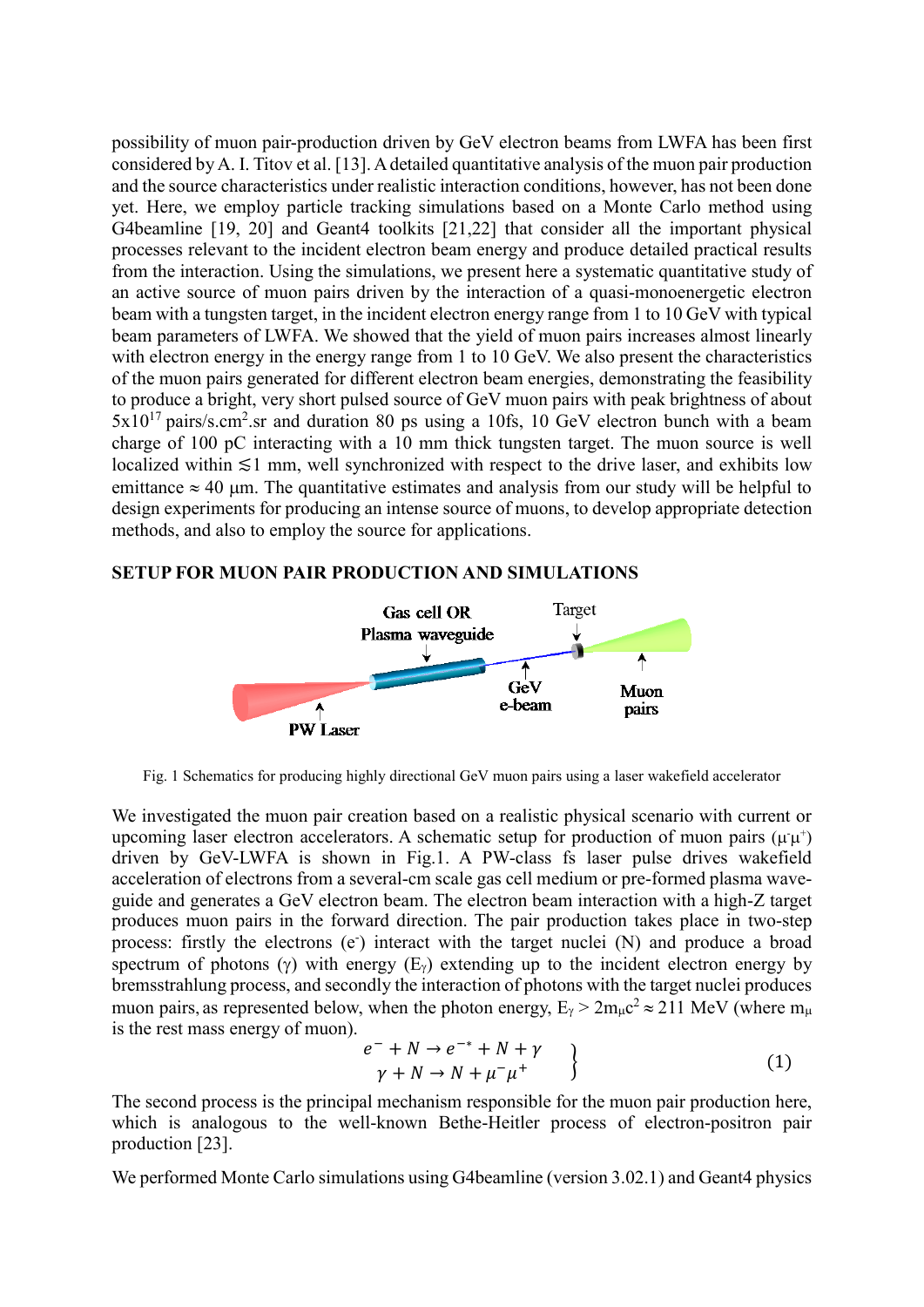possibility of muon pair-production driven by GeV electron beams from LWFA has been first considered by A. I. Titov et al. [13]. A detailed quantitative analysis of the muon pair production and the source characteristics under realistic interaction conditions, however, has not been done yet. Here, we employ particle tracking simulations based on a Monte Carlo method using G4beamline [19, 20] and Geant4 toolkits [21,22] that consider all the important physical processes relevant to the incident electron beam energy and produce detailed practical results from the interaction. Using the simulations, we present here a systematic quantitative study of an active source of muon pairs driven by the interaction of a quasi-monoenergetic electron beam with a tungsten target, in the incident electron energy range from 1 to 10 GeV with typical beam parameters of LWFA. We showed that the yield of muon pairs increases almost linearly with electron energy in the energy range from 1 to 10 GeV. We also present the characteristics of the muon pairs generated for different electron beam energies, demonstrating the feasibility to produce a bright, very short pulsed source of GeV muon pairs with peak brightness of about $5\times10^{17}$ pairs/s.cm$^2$.sr and duration 80 ps using a 10fs, 10 GeV electron bunch with a beam charge of 100 pC interacting with a 10 mm thick tungsten target. The muon source is well localized within $\lesssim$1 mm, well synchronized with respect to the drive laser, and exhibits low emittance $\approx$ 40 μm. The quantitative estimates and analysis from our study will be helpful to design experiments for producing an intense source of muons, to develop appropriate detection methods, and also to employ the source for applications.

## SETUP FOR MUON PAIR PRODUCTION AND SIMULATIONS

Gas cell OR Plasma waveguide, Target, GeV e-beam, Muon pairs, PW Laser

Fig. 1 Schematics for producing highly directional GeV muon pairs using a laser wakefield accelerator

We investigated the muon pair creation based on a realistic physical scenario with current or upcoming laser electron accelerators. A schematic setup for production of muon pairs ($\mu^-\mu^+$) driven by GeV-LWFA is shown in Fig.1. A PW-class fs laser pulse drives wakefield acceleration of electrons from a several-cm scale gas cell medium or pre-formed plasma wave-guide and generates a GeV electron beam. The electron beam interaction with a high-Z target produces muon pairs in the forward direction. The pair production takes place in two-step process: firstly the electrons ($e^-$) interact with the target nuclei (N) and produce a broad spectrum of photons ($\gamma$) with energy ($E_\gamma$) extending up to the incident electron energy by bremsstrahlung process, and secondly the interaction of photons with the target nuclei produces muon pairs, as represented below, when the photon energy, $E_\gamma > 2m_\mu c^2 \approx 211$ MeV (where $m_\mu$ is the rest mass energy of muon).

$$
\left.
\begin{array}{c}
e^- + N \rightarrow e^{-*} + N + \gamma \\
\gamma + N \rightarrow N + \mu^- \mu^+
\end{array}
\right\} \qquad (1)
$$

The second process is the principal mechanism responsible for the muon pair production here, which is analogous to the well-known Bethe-Heitler process of electron-positron pair production [23].

We performed Monte Carlo simulations using G4beamline (version 3.02.1) and Geant4 physics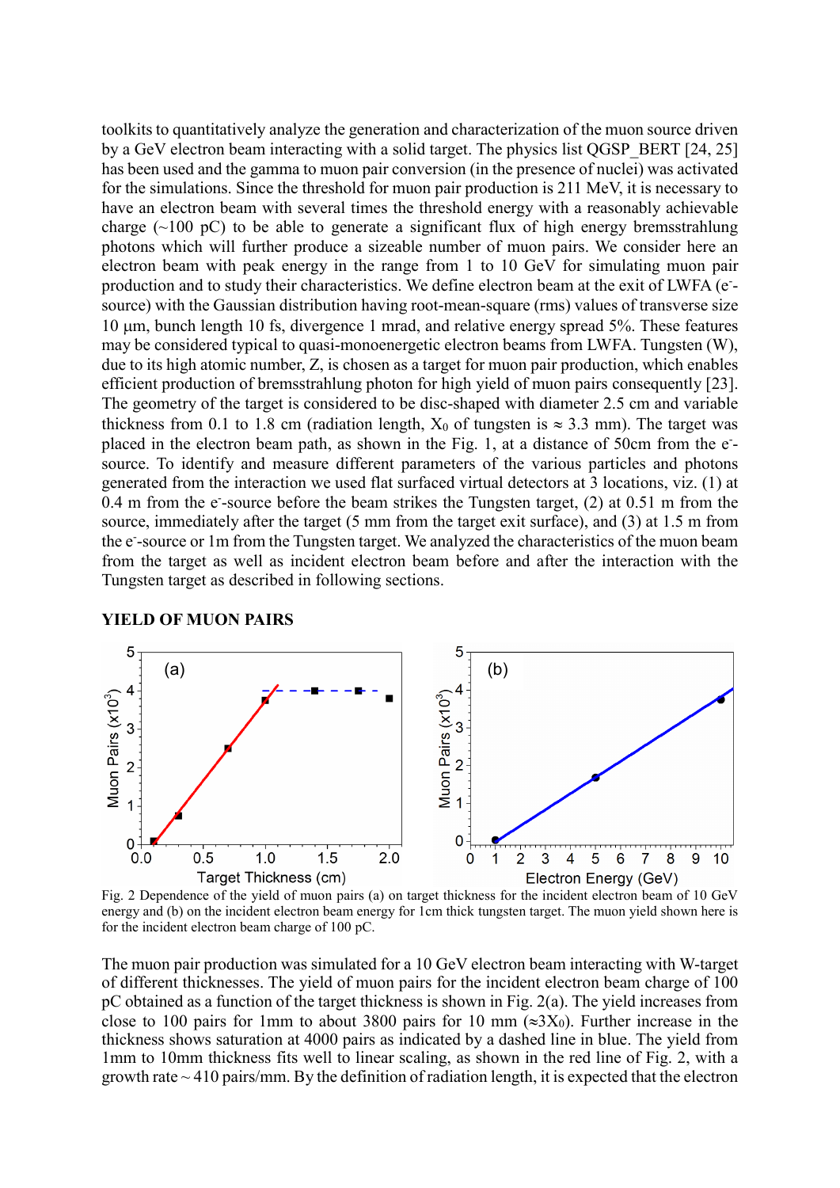toolkits to quantitatively analyze the generation and characterization of the muon source driven by a GeV electron beam interacting with a solid target. The physics list QGSP_BERT [24, 25] has been used and the gamma to muon pair conversion (in the presence of nuclei) was activated for the simulations. Since the threshold for muon pair production is 211 MeV, it is necessary to have an electron beam with several times the threshold energy with a reasonably achievable charge (~100 pC) to be able to generate a significant flux of high energy bremsstrahlung photons which will further produce a sizeable number of muon pairs. We consider here an electron beam with peak energy in the range from 1 to 10 GeV for simulating muon pair production and to study their characteristics. We define electron beam at the exit of LWFA ($e^-$-source) with the Gaussian distribution having root-mean-square (rms) values of transverse size 10 μm, bunch length 10 fs, divergence 1 mrad, and relative energy spread 5%. These features may be considered typical to quasi-monoenergetic electron beams from LWFA. Tungsten (W), due to its high atomic number, Z, is chosen as a target for muon pair production, which enables efficient production of bremsstrahlung photon for high yield of muon pairs consequently [23]. The geometry of the target is considered to be disc-shaped with diameter 2.5 cm and variable thickness from 0.1 to 1.8 cm (radiation length, $X_0$ of tungsten is ≈ 3.3 mm). The target was placed in the electron beam path, as shown in the Fig. 1, at a distance of 50cm from the $e^-$-source. To identify and measure different parameters of the various particles and photons generated from the interaction we used flat surfaced virtual detectors at 3 locations, viz. (1) at 0.4 m from the $e^-$-source before the beam strikes the Tungsten target, (2) at 0.51 m from the source, immediately after the target (5 mm from the target exit surface), and (3) at 1.5 m from the $e^-$-source or 1m from the Tungsten target. We analyzed the characteristics of the muon beam from the target as well as incident electron beam before and after the interaction with the Tungsten target as described in following sections.

## YIELD OF MUON PAIRS

Fig. 2 Dependence of the yield of muon pairs (a) on target thickness for the incident electron beam of 10 GeV energy and (b) on the incident electron beam energy for 1cm thick tungsten target. The muon yield shown here is for the incident electron beam charge of 100 pC.

The muon pair production was simulated for a 10 GeV electron beam interacting with W-target of different thicknesses. The yield of muon pairs for the incident electron beam charge of 100 pC obtained as a function of the target thickness is shown in Fig. 2(a). The yield increases from close to 100 pairs for 1mm to about 3800 pairs for 10 mm (≈$3X_0$). Further increase in the thickness shows saturation at 4000 pairs as indicated by a dashed line in blue. The yield from 1mm to 10mm thickness fits well to linear scaling, as shown in the red line of Fig. 2, with a growth rate ~ 410 pairs/mm. By the definition of radiation length, it is expected that the electron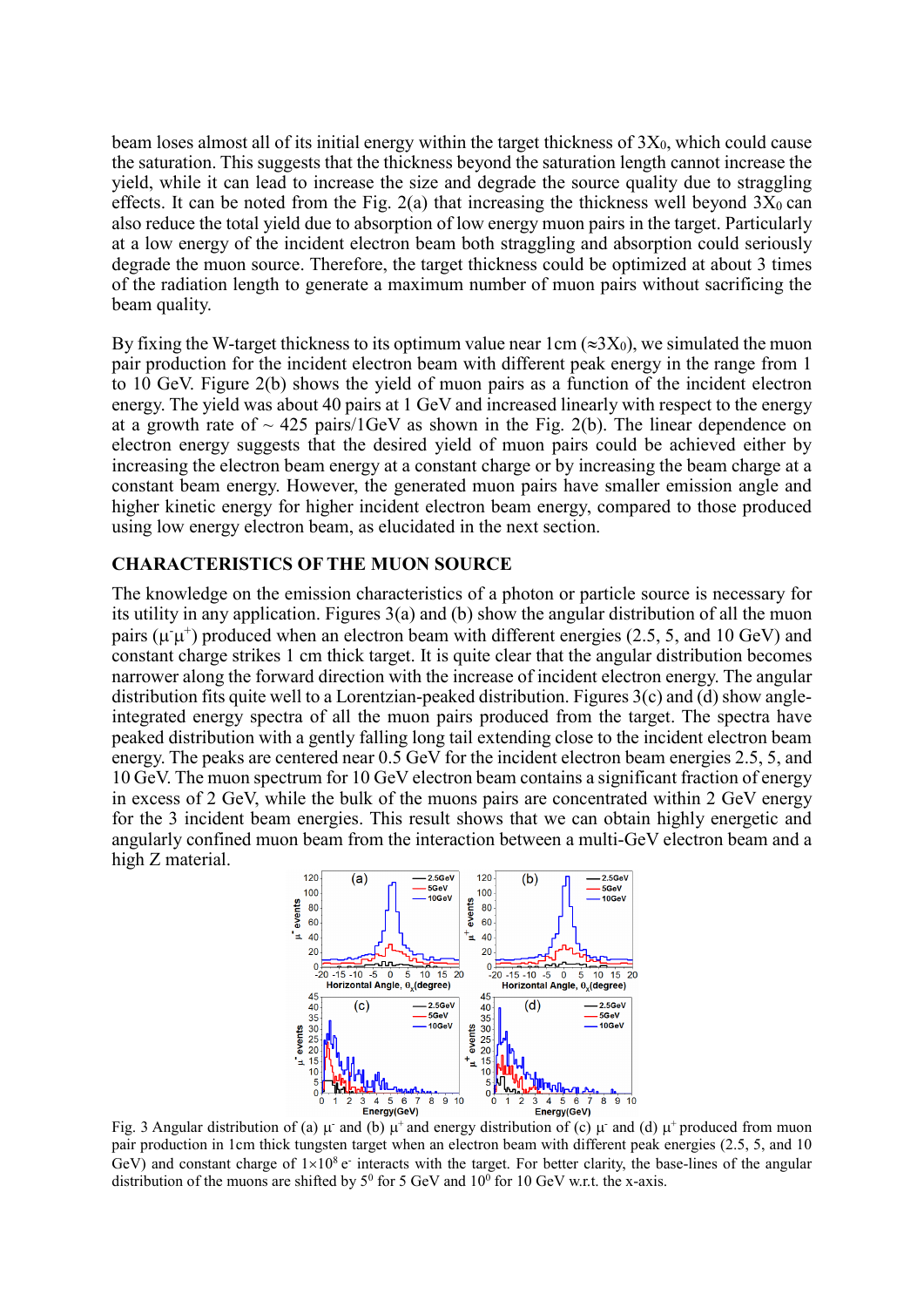beam loses almost all of its initial energy within the target thickness of $3X_0$, which could cause the saturation. This suggests that the thickness beyond the saturation length cannot increase the yield, while it can lead to increase the size and degrade the source quality due to straggling effects. It can be noted from the Fig. 2(a) that increasing the thickness well beyond $3X_0$ can also reduce the total yield due to absorption of low energy muon pairs in the target. Particularly at a low energy of the incident electron beam both straggling and absorption could seriously degrade the muon source. Therefore, the target thickness could be optimized at about 3 times of the radiation length to generate a maximum number of muon pairs without sacrificing the beam quality.

By fixing the W-target thickness to its optimum value near 1cm ($\approx 3X_0$), we simulated the muon pair production for the incident electron beam with different peak energy in the range from 1 to 10 GeV. Figure 2(b) shows the yield of muon pairs as a function of the incident electron energy. The yield was about 40 pairs at 1 GeV and increased linearly with respect to the energy at a growth rate of ~ 425 pairs/1GeV as shown in the Fig. 2(b). The linear dependence on electron energy suggests that the desired yield of muon pairs could be achieved either by increasing the electron beam energy at a constant charge or by increasing the beam charge at a constant beam energy. However, the generated muon pairs have smaller emission angle and higher kinetic energy for higher incident electron beam energy, compared to those produced using low energy electron beam, as elucidated in the next section.

## CHARACTERISTICS OF THE MUON SOURCE

The knowledge on the emission characteristics of a photon or particle source is necessary for its utility in any application. Figures 3(a) and (b) show the angular distribution of all the muon pairs ($\mu^-\mu^+$) produced when an electron beam with different energies (2.5, 5, and 10 GeV) and constant charge strikes 1 cm thick target. It is quite clear that the angular distribution becomes narrower along the forward direction with the increase of incident electron energy. The angular distribution fits quite well to a Lorentzian-peaked distribution. Figures 3(c) and (d) show angle-integrated energy spectra of all the muon pairs produced from the target. The spectra have peaked distribution with a gently falling long tail extending close to the incident electron beam energy. The peaks are centered near 0.5 GeV for the incident electron beam energies 2.5, 5, and 10 GeV. The muon spectrum for 10 GeV electron beam contains a significant fraction of energy in excess of 2 GeV, while the bulk of the muons pairs are concentrated within 2 GeV energy for the 3 incident beam energies. This result shows that we can obtain highly energetic and angularly confined muon beam from the interaction between a multi-GeV electron beam and a high Z material.

Fig. 3 Angular distribution of (a) $\mu^-$ and (b) $\mu^+$ and energy distribution of (c) $\mu^-$ and (d) $\mu^+$ produced from muon pair production in 1cm thick tungsten target when an electron beam with different peak energies (2.5, 5, and 10 GeV) and constant charge of $1\times10^8$ $e^-$ interacts with the target. For better clarity, the base-lines of the angular distribution of the muons are shifted by $5^0$ for 5 GeV and $10^0$ for 10 GeV w.r.t. the x-axis.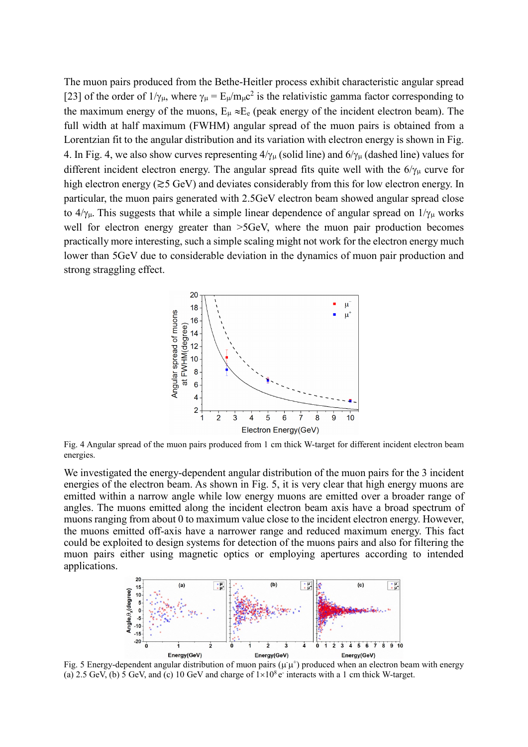The muon pairs produced from the Bethe-Heitler process exhibit characteristic angular spread [23] of the order of $1/\gamma_\mu$, where $\gamma_\mu = E_\mu/m_\mu c^2$ is the relativistic gamma factor corresponding to the maximum energy of the muons, $E_\mu \approx E_e$ (peak energy of the incident electron beam). The full width at half maximum (FWHM) angular spread of the muon pairs is obtained from a Lorentzian fit to the angular distribution and its variation with electron energy is shown in Fig. 4. In Fig. 4, we also show curves representing $4/\gamma_\mu$ (solid line) and $6/\gamma_\mu$ (dashed line) values for different incident electron energy. The angular spread fits quite well with the $6/\gamma_\mu$ curve for high electron energy ($\gtrsim$5 GeV) and deviates considerably from this for low electron energy. In particular, the muon pairs generated with 2.5GeV electron beam showed angular spread close to $4/\gamma_\mu$. This suggests that while a simple linear dependence of angular spread on $1/\gamma_\mu$ works well for electron energy greater than >5GeV, where the muon pair production becomes practically more interesting, such a simple scaling might not work for the electron energy much lower than 5GeV due to considerable deviation in the dynamics of muon pair production and strong straggling effect.

Fig. 4 Angular spread of the muon pairs produced from 1 cm thick W-target for different incident electron beam energies.

We investigated the energy-dependent angular distribution of the muon pairs for the 3 incident energies of the electron beam. As shown in Fig. 5, it is very clear that high energy muons are emitted within a narrow angle while low energy muons are emitted over a broader range of angles. The muons emitted along the incident electron beam axis have a broad spectrum of muons ranging from about 0 to maximum value close to the incident electron energy. However, the muons emitted off-axis have a narrower range and reduced maximum energy. This fact could be exploited to design systems for detection of the muons pairs and also for filtering the muon pairs either using magnetic optics or employing apertures according to intended applications.

Fig. 5 Energy-dependent angular distribution of muon pairs ($\mu^-\mu^+$) produced when an electron beam with energy (a) 2.5 GeV, (b) 5 GeV, and (c) 10 GeV and charge of $1\times10^8$ $e^-$ interacts with a 1 cm thick W-target.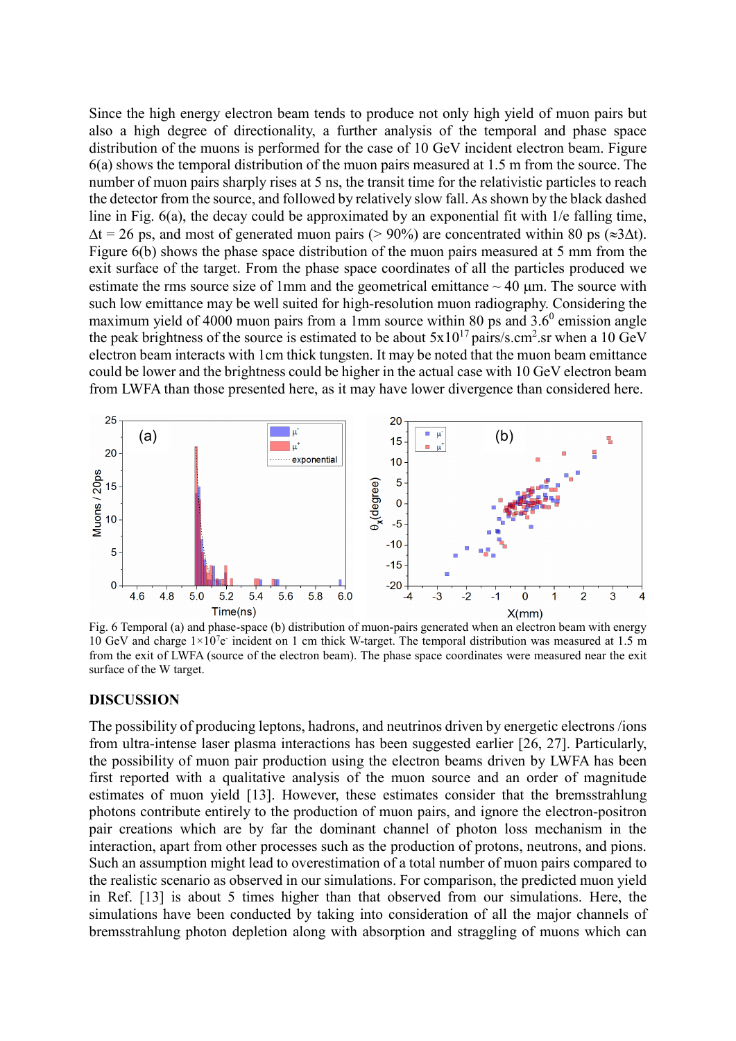Since the high energy electron beam tends to produce not only high yield of muon pairs but also a high degree of directionality, a further analysis of the temporal and phase space distribution of the muons is performed for the case of 10 GeV incident electron beam. Figure 6(a) shows the temporal distribution of the muon pairs measured at 1.5 m from the source. The number of muon pairs sharply rises at 5 ns, the transit time for the relativistic particles to reach the detector from the source, and followed by relatively slow fall. As shown by the black dashed line in Fig. 6(a), the decay could be approximated by an exponential fit with 1/e falling time, $\Delta t$ = 26 ps, and most of generated muon pairs (> 90%) are concentrated within 80 ps ($\approx 3\Delta t$). Figure 6(b) shows the phase space distribution of the muon pairs measured at 5 mm from the exit surface of the target. From the phase space coordinates of all the particles produced we estimate the rms source size of 1mm and the geometrical emittance ~ 40 µm. The source with such low emittance may be well suited for high-resolution muon radiography. Considering the maximum yield of 4000 muon pairs from a 1mm source within 80 ps and $3.6^0$ emission angle the peak brightness of the source is estimated to be about $5\text{x}10^{17}$ pairs/s.cm$^2$.sr when a 10 GeV electron beam interacts with 1cm thick tungsten. It may be noted that the muon beam emittance could be lower and the brightness could be higher in the actual case with 10 GeV electron beam from LWFA than those presented here, as it may have lower divergence than considered here.

Fig. 6 Temporal (a) and phase-space (b) distribution of muon-pairs generated when an electron beam with energy 10 GeV and charge $1\times10^7$e$^-$ incident on 1 cm thick W-target. The temporal distribution was measured at 1.5 m from the exit of LWFA (source of the electron beam). The phase space coordinates were measured near the exit surface of the W target.

## DISCUSSION

The possibility of producing leptons, hadrons, and neutrinos driven by energetic electrons /ions from ultra-intense laser plasma interactions has been suggested earlier [26, 27]. Particularly, the possibility of muon pair production using the electron beams driven by LWFA has been first reported with a qualitative analysis of the muon source and an order of magnitude estimates of muon yield [13]. However, these estimates consider that the bremsstrahlung photons contribute entirely to the production of muon pairs, and ignore the electron-positron pair creations which are by far the dominant channel of photon loss mechanism in the interaction, apart from other processes such as the production of protons, neutrons, and pions. Such an assumption might lead to overestimation of a total number of muon pairs compared to the realistic scenario as observed in our simulations. For comparison, the predicted muon yield in Ref. [13] is about 5 times higher than that observed from our simulations. Here, the simulations have been conducted by taking into consideration of all the major channels of bremsstrahlung photon depletion along with absorption and straggling of muons which can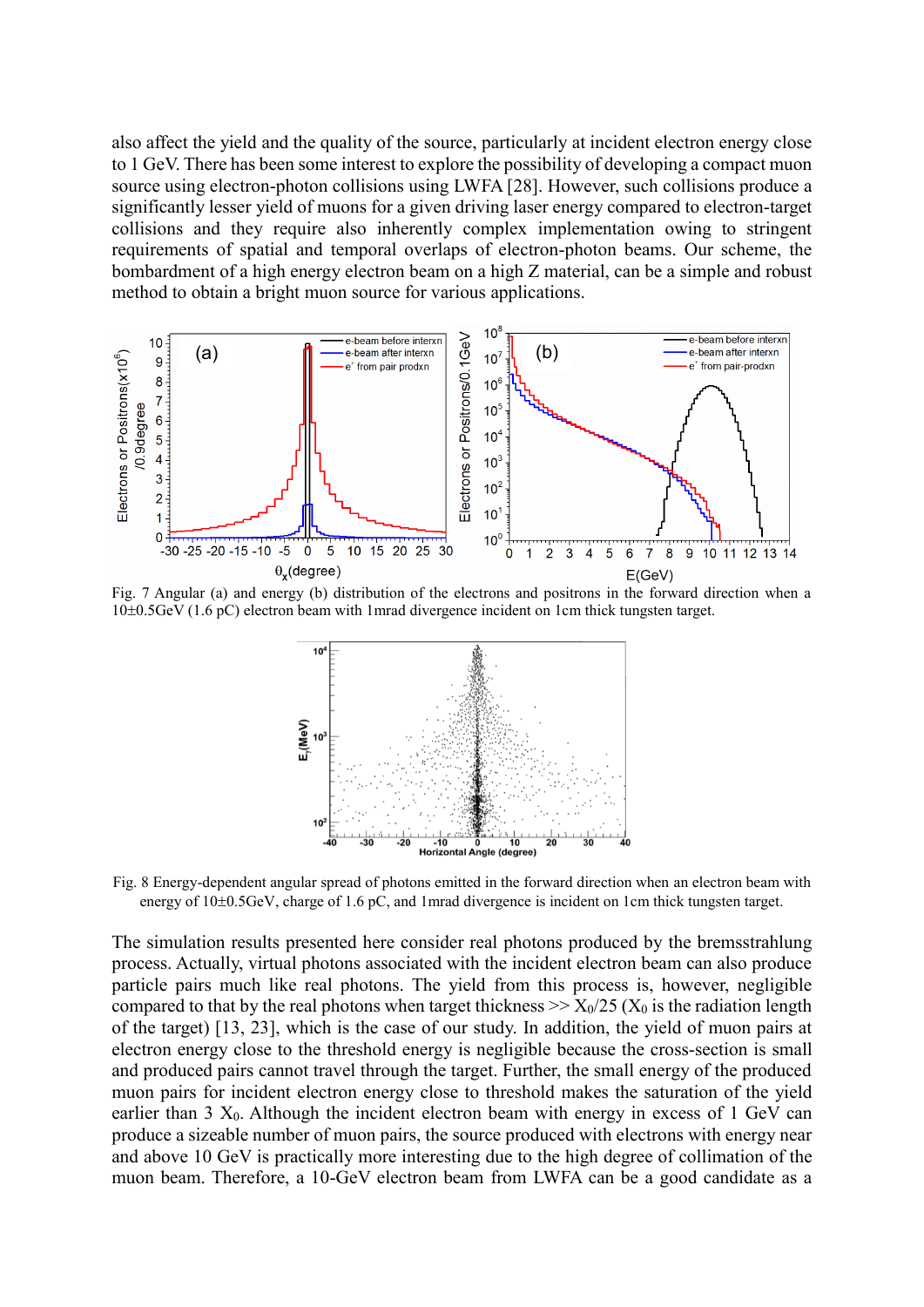also affect the yield and the quality of the source, particularly at incident electron energy close to 1 GeV. There has been some interest to explore the possibility of developing a compact muon source using electron-photon collisions using LWFA [28]. However, such collisions produce a significantly lesser yield of muons for a given driving laser energy compared to electron-target collisions and they require also inherently complex implementation owing to stringent requirements of spatial and temporal overlaps of electron-photon beams. Our scheme, the bombardment of a high energy electron beam on a high Z material, can be a simple and robust method to obtain a bright muon source for various applications.

Fig. 7 Angular (a) and energy (b) distribution of the electrons and positrons in the forward direction when a 10±0.5GeV (1.6 pC) electron beam with 1mrad divergence incident on 1cm thick tungsten target.

Fig. 8 Energy-dependent angular spread of photons emitted in the forward direction when an electron beam with energy of 10±0.5GeV, charge of 1.6 pC, and 1mrad divergence is incident on 1cm thick tungsten target.

The simulation results presented here consider real photons produced by the bremsstrahlung process. Actually, virtual photons associated with the incident electron beam can also produce particle pairs much like real photons. The yield from this process is, however, negligible compared to that by the real photons when target thickness >> $X_0/25$ ($X_0$ is the radiation length of the target) [13, 23], which is the case of our study. In addition, the yield of muon pairs at electron energy close to the threshold energy is negligible because the cross-section is small and produced pairs cannot travel through the target. Further, the small energy of the produced muon pairs for incident electron energy close to threshold makes the saturation of the yield earlier than 3 $X_0$. Although the incident electron beam with energy in excess of 1 GeV can produce a sizeable number of muon pairs, the source produced with electrons with energy near and above 10 GeV is practically more interesting due to the high degree of collimation of the muon beam. Therefore, a 10-GeV electron beam from LWFA can be a good candidate as a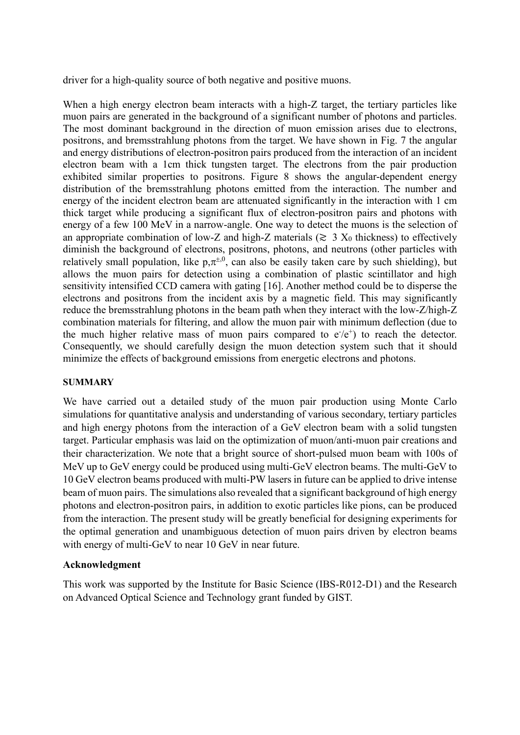driver for a high-quality source of both negative and positive muons.

When a high energy electron beam interacts with a high-Z target, the tertiary particles like muon pairs are generated in the background of a significant number of photons and particles. The most dominant background in the direction of muon emission arises due to electrons, positrons, and bremsstrahlung photons from the target. We have shown in Fig. 7 the angular and energy distributions of electron-positron pairs produced from the interaction of an incident electron beam with a 1cm thick tungsten target. The electrons from the pair production exhibited similar properties to positrons. Figure 8 shows the angular-dependent energy distribution of the bremsstrahlung photons emitted from the interaction. The number and energy of the incident electron beam are attenuated significantly in the interaction with 1 cm thick target while producing a significant flux of electron-positron pairs and photons with energy of a few 100 MeV in a narrow-angle. One way to detect the muons is the selection of an appropriate combination of low-Z and high-Z materials ($\gtrsim$ 3 $X_0$ thickness) to effectively diminish the background of electrons, positrons, photons, and neutrons (other particles with relatively small population, like p,$\pi^{\pm,0}$, can also be easily taken care by such shielding), but allows the muon pairs for detection using a combination of plastic scintillator and high sensitivity intensified CCD camera with gating [16]. Another method could be to disperse the electrons and positrons from the incident axis by a magnetic field. This may significantly reduce the bremsstrahlung photons in the beam path when they interact with the low-Z/high-Z combination materials for filtering, and allow the muon pair with minimum deflection (due to the much higher relative mass of muon pairs compared to $e^-/e^+$) to reach the detector. Consequently, we should carefully design the muon detection system such that it should minimize the effects of background emissions from energetic electrons and photons.

## SUMMARY

We have carried out a detailed study of the muon pair production using Monte Carlo simulations for quantitative analysis and understanding of various secondary, tertiary particles and high energy photons from the interaction of a GeV electron beam with a solid tungsten target. Particular emphasis was laid on the optimization of muon/anti-muon pair creations and their characterization. We note that a bright source of short-pulsed muon beam with 100s of MeV up to GeV energy could be produced using multi-GeV electron beams. The multi-GeV to 10 GeV electron beams produced with multi-PW lasers in future can be applied to drive intense beam of muon pairs. The simulations also revealed that a significant background of high energy photons and electron-positron pairs, in addition to exotic particles like pions, can be produced from the interaction. The present study will be greatly beneficial for designing experiments for the optimal generation and unambiguous detection of muon pairs driven by electron beams with energy of multi-GeV to near 10 GeV in near future.

## Acknowledgment

This work was supported by the Institute for Basic Science (IBS-R012-D1) and the Research on Advanced Optical Science and Technology grant funded by GIST.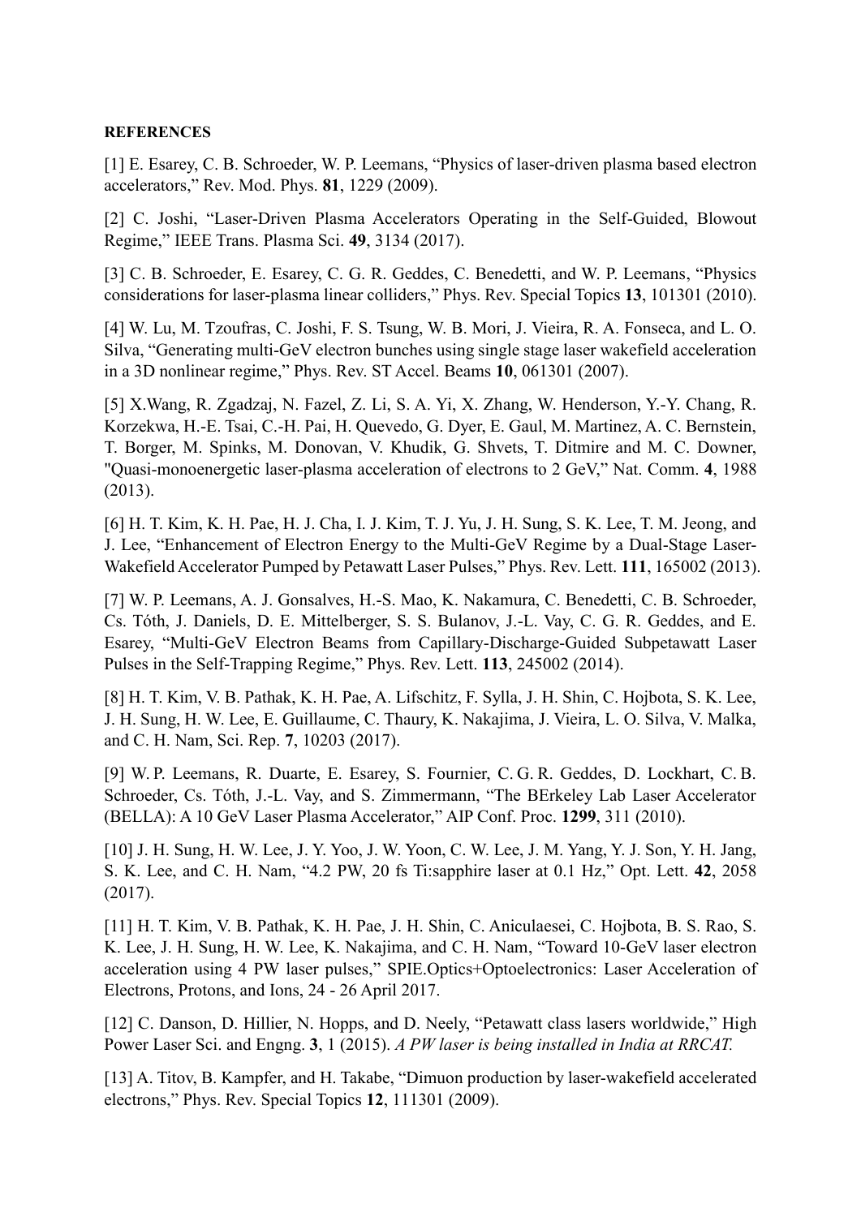**REFERENCES**

[1] E. Esarey, C. B. Schroeder, W. P. Leemans, "Physics of laser-driven plasma based electron accelerators," Rev. Mod. Phys. **81**, 1229 (2009).

[2] C. Joshi, "Laser-Driven Plasma Accelerators Operating in the Self-Guided, Blowout Regime," IEEE Trans. Plasma Sci. **49**, 3134 (2017).

[3] C. B. Schroeder, E. Esarey, C. G. R. Geddes, C. Benedetti, and W. P. Leemans, "Physics considerations for laser-plasma linear colliders," Phys. Rev. Special Topics **13**, 101301 (2010).

[4] W. Lu, M. Tzoufras, C. Joshi, F. S. Tsung, W. B. Mori, J. Vieira, R. A. Fonseca, and L. O. Silva, "Generating multi-GeV electron bunches using single stage laser wakefield acceleration in a 3D nonlinear regime," Phys. Rev. ST Accel. Beams **10**, 061301 (2007).

[5] X.Wang, R. Zgadzaj, N. Fazel, Z. Li, S. A. Yi, X. Zhang, W. Henderson, Y.-Y. Chang, R. Korzekwa, H.-E. Tsai, C.-H. Pai, H. Quevedo, G. Dyer, E. Gaul, M. Martinez, A. C. Bernstein, T. Borger, M. Spinks, M. Donovan, V. Khudik, G. Shvets, T. Ditmire and M. C. Downer, "Quasi-monoenergetic laser-plasma acceleration of electrons to 2 GeV," Nat. Comm. **4**, 1988 (2013).

[6] H. T. Kim, K. H. Pae, H. J. Cha, I. J. Kim, T. J. Yu, J. H. Sung, S. K. Lee, T. M. Jeong, and J. Lee, "Enhancement of Electron Energy to the Multi-GeV Regime by a Dual-Stage Laser-Wakefield Accelerator Pumped by Petawatt Laser Pulses," Phys. Rev. Lett. **111**, 165002 (2013).

[7] W. P. Leemans, A. J. Gonsalves, H.-S. Mao, K. Nakamura, C. Benedetti, C. B. Schroeder, Cs. Tóth, J. Daniels, D. E. Mittelberger, S. S. Bulanov, J.-L. Vay, C. G. R. Geddes, and E. Esarey, "Multi-GeV Electron Beams from Capillary-Discharge-Guided Subpetawatt Laser Pulses in the Self-Trapping Regime," Phys. Rev. Lett. **113**, 245002 (2014).

[8] H. T. Kim, V. B. Pathak, K. H. Pae, A. Lifschitz, F. Sylla, J. H. Shin, C. Hojbota, S. K. Lee, J. H. Sung, H. W. Lee, E. Guillaume, C. Thaury, K. Nakajima, J. Vieira, L. O. Silva, V. Malka, and C. H. Nam, Sci. Rep. **7**, 10203 (2017).

[9] W. P. Leemans, R. Duarte, E. Esarey, S. Fournier, C. G. R. Geddes, D. Lockhart, C. B. Schroeder, Cs. Tóth, J.-L. Vay, and S. Zimmermann, "The BErkeley Lab Laser Accelerator (BELLA): A 10 GeV Laser Plasma Accelerator," AIP Conf. Proc. **1299**, 311 (2010).

[10] J. H. Sung, H. W. Lee, J. Y. Yoo, J. W. Yoon, C. W. Lee, J. M. Yang, Y. J. Son, Y. H. Jang, S. K. Lee, and C. H. Nam, "4.2 PW, 20 fs Ti:sapphire laser at 0.1 Hz," Opt. Lett. **42**, 2058 (2017).

[11] H. T. Kim, V. B. Pathak, K. H. Pae, J. H. Shin, C. Aniculaesei, C. Hojbota, B. S. Rao, S. K. Lee, J. H. Sung, H. W. Lee, K. Nakajima, and C. H. Nam, "Toward 10-GeV laser electron acceleration using 4 PW laser pulses," SPIE.Optics+Optoelectronics: Laser Acceleration of Electrons, Protons, and Ions, 24 - 26 April 2017.

[12] C. Danson, D. Hillier, N. Hopps, and D. Neely, "Petawatt class lasers worldwide," High Power Laser Sci. and Engng. **3**, 1 (2015). *A PW laser is being installed in India at RRCAT.*

[13] A. Titov, B. Kampfer, and H. Takabe, "Dimuon production by laser-wakefield accelerated electrons," Phys. Rev. Special Topics **12**, 111301 (2009).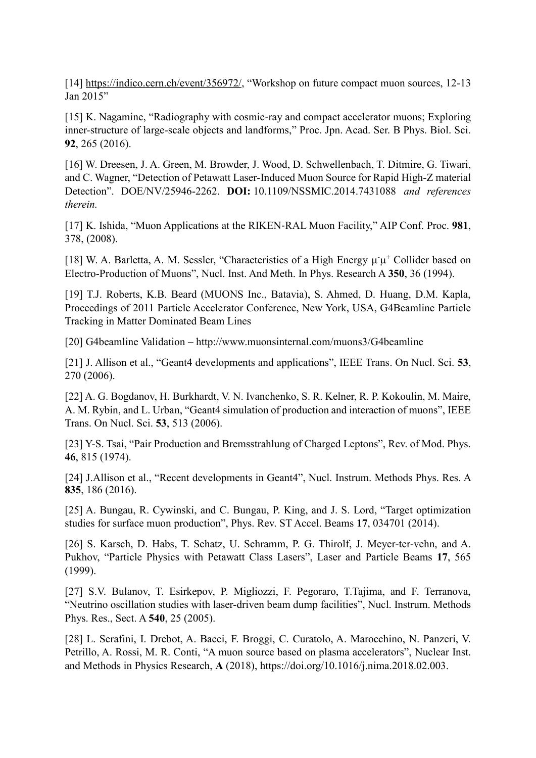[14] https://indico.cern.ch/event/356972/, "Workshop on future compact muon sources, 12-13 Jan 2015"

[15] K. Nagamine, "Radiography with cosmic-ray and compact accelerator muons; Exploring inner-structure of large-scale objects and landforms," Proc. Jpn. Acad. Ser. B Phys. Biol. Sci. **92**, 265 (2016).

[16] W. Dreesen, J. A. Green, M. Browder, J. Wood, D. Schwellenbach, T. Ditmire, G. Tiwari, and C. Wagner, "Detection of Petawatt Laser-Induced Muon Source for Rapid High-Z material Detection". DOE/NV/25946-2262. **DOI:** 10.1109/NSSMIC.2014.7431088 *and references therein.*

[17] K. Ishida, "Muon Applications at the RIKEN-RAL Muon Facility," AIP Conf. Proc. **981**, 378, (2008).

[18] W. A. Barletta, A. M. Sessler, "Characteristics of a High Energy $\mu^-\mu^+$ Collider based on Electro-Production of Muons", Nucl. Inst. And Meth. In Phys. Research A **350**, 36 (1994).

[19] T.J. Roberts, K.B. Beard (MUONS Inc., Batavia), S. Ahmed, D. Huang, D.M. Kapla, Proceedings of 2011 Particle Accelerator Conference, New York, USA, G4Beamline Particle Tracking in Matter Dominated Beam Lines

[20] G4beamline Validation – http://www.muonsinternal.com/muons3/G4beamline

[21] J. Allison et al., "Geant4 developments and applications", IEEE Trans. On Nucl. Sci. **53**, 270 (2006).

[22] A. G. Bogdanov, H. Burkhardt, V. N. Ivanchenko, S. R. Kelner, R. P. Kokoulin, M. Maire, A. M. Rybin, and L. Urban, "Geant4 simulation of production and interaction of muons", IEEE Trans. On Nucl. Sci. **53**, 513 (2006).

[23] Y-S. Tsai, "Pair Production and Bremsstrahlung of Charged Leptons", Rev. of Mod. Phys. **46**, 815 (1974).

[24] J.Allison et al., "Recent developments in Geant4", Nucl. Instrum. Methods Phys. Res. A **835**, 186 (2016).

[25] A. Bungau, R. Cywinski, and C. Bungau, P. King, and J. S. Lord, "Target optimization studies for surface muon production", Phys. Rev. ST Accel. Beams **17**, 034701 (2014).

[26] S. Karsch, D. Habs, T. Schatz, U. Schramm, P. G. Thirolf, J. Meyer-ter-vehn, and A. Pukhov, "Particle Physics with Petawatt Class Lasers", Laser and Particle Beams **17**, 565 (1999).

[27] S.V. Bulanov, T. Esirkepov, P. Migliozzi, F. Pegoraro, T.Tajima, and F. Terranova, "Neutrino oscillation studies with laser-driven beam dump facilities", Nucl. Instrum. Methods Phys. Res., Sect. A **540**, 25 (2005).

[28] L. Serafini, I. Drebot, A. Bacci, F. Broggi, C. Curatolo, A. Marocchino, N. Panzeri, V. Petrillo, A. Rossi, M. R. Conti, "A muon source based on plasma accelerators", Nuclear Inst. and Methods in Physics Research, **A** (2018), https://doi.org/10.1016/j.nima.2018.02.003.